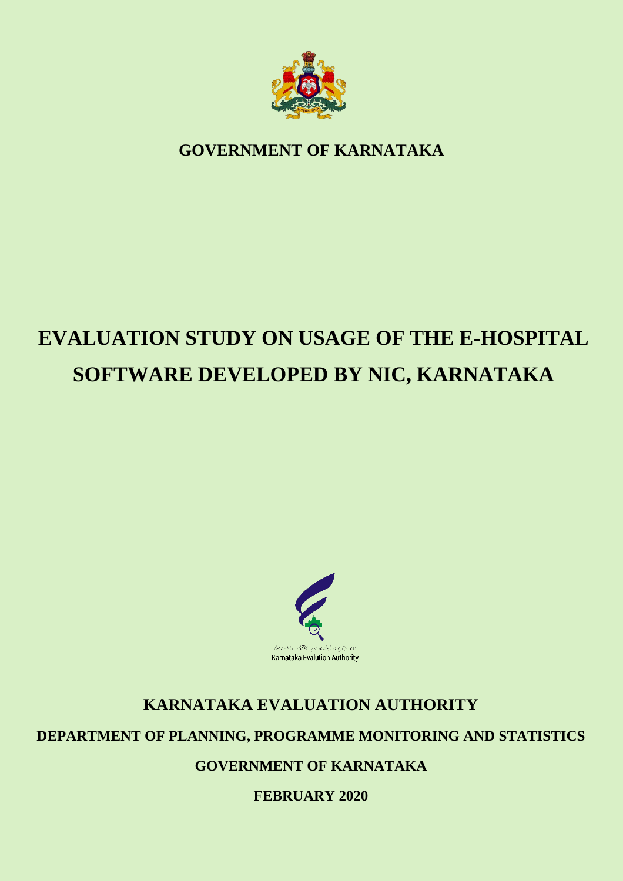**GOVERNMENT OF KARNATAKA**

# EVALUATION STUDY ON USAGE OF THE E-HOSPITAL SOFTWARE DEVELOPED BY NIC, KARNATAKA

ಕರ್ನಾಟಕ ಮೌಲ್ಯಮಾಪನ ಪ್ರಾಧಿಕಾರ
Karnataka Evalution Authority

**KARNATAKA EVALUATION AUTHORITY**

**DEPARTMENT OF PLANNING, PROGRAMME MONITORING AND STATISTICS**

**GOVERNMENT OF KARNATAKA**

**FEBRUARY 2020**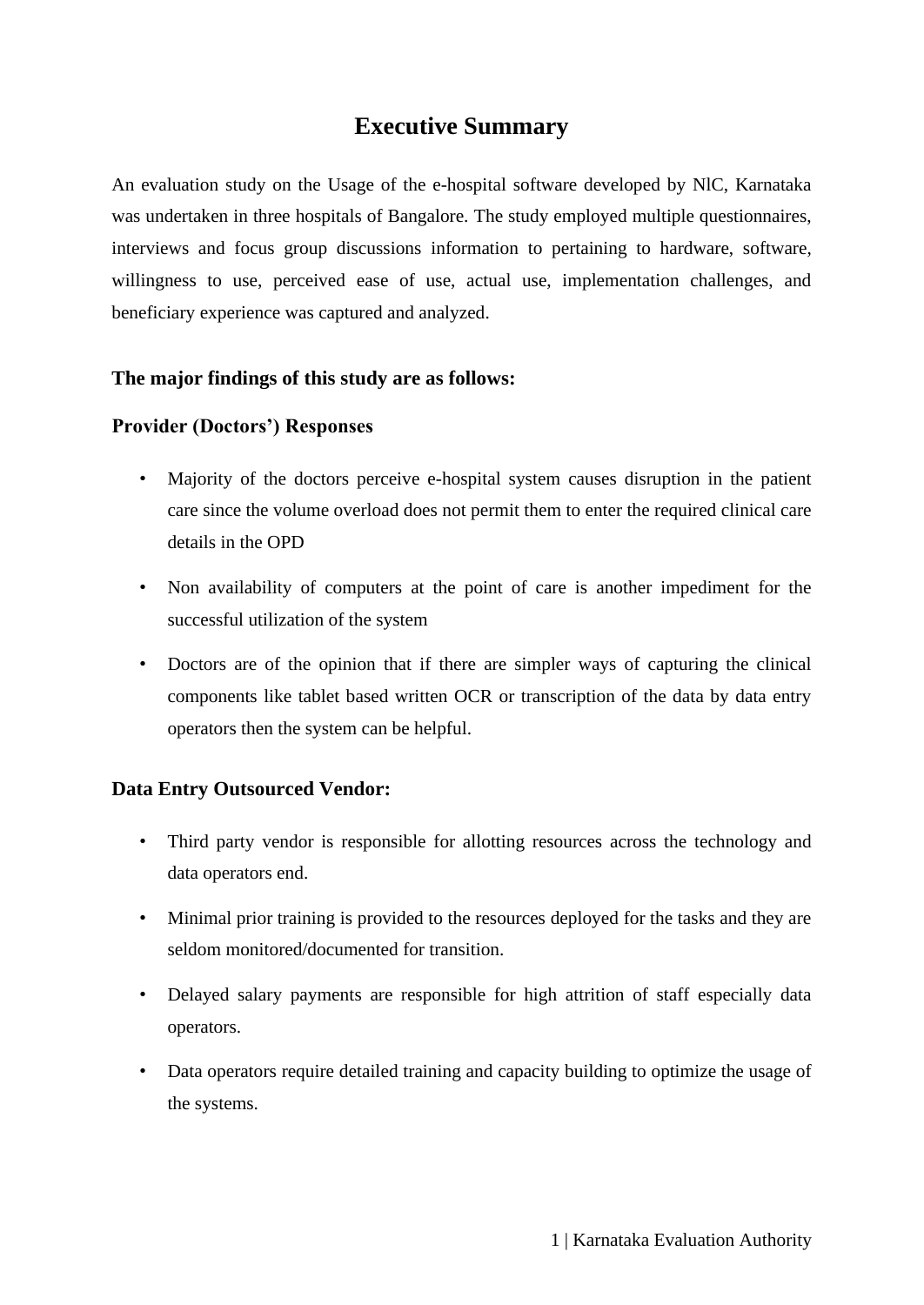# Executive Summary

An evaluation study on the Usage of the e-hospital software developed by NlC, Karnataka was undertaken in three hospitals of Bangalore. The study employed multiple questionnaires, interviews and focus group discussions information to pertaining to hardware, software, willingness to use, perceived ease of use, actual use, implementation challenges, and beneficiary experience was captured and analyzed.

### The major findings of this study are as follows:

### Provider (Doctors') Responses

- Majority of the doctors perceive e-hospital system causes disruption in the patient care since the volume overload does not permit them to enter the required clinical care details in the OPD
- Non availability of computers at the point of care is another impediment for the successful utilization of the system
- Doctors are of the opinion that if there are simpler ways of capturing the clinical components like tablet based written OCR or transcription of the data by data entry operators then the system can be helpful.

### Data Entry Outsourced Vendor:

- Third party vendor is responsible for allotting resources across the technology and data operators end.
- Minimal prior training is provided to the resources deployed for the tasks and they are seldom monitored/documented for transition.
- Delayed salary payments are responsible for high attrition of staff especially data operators.
- Data operators require detailed training and capacity building to optimize the usage of the systems.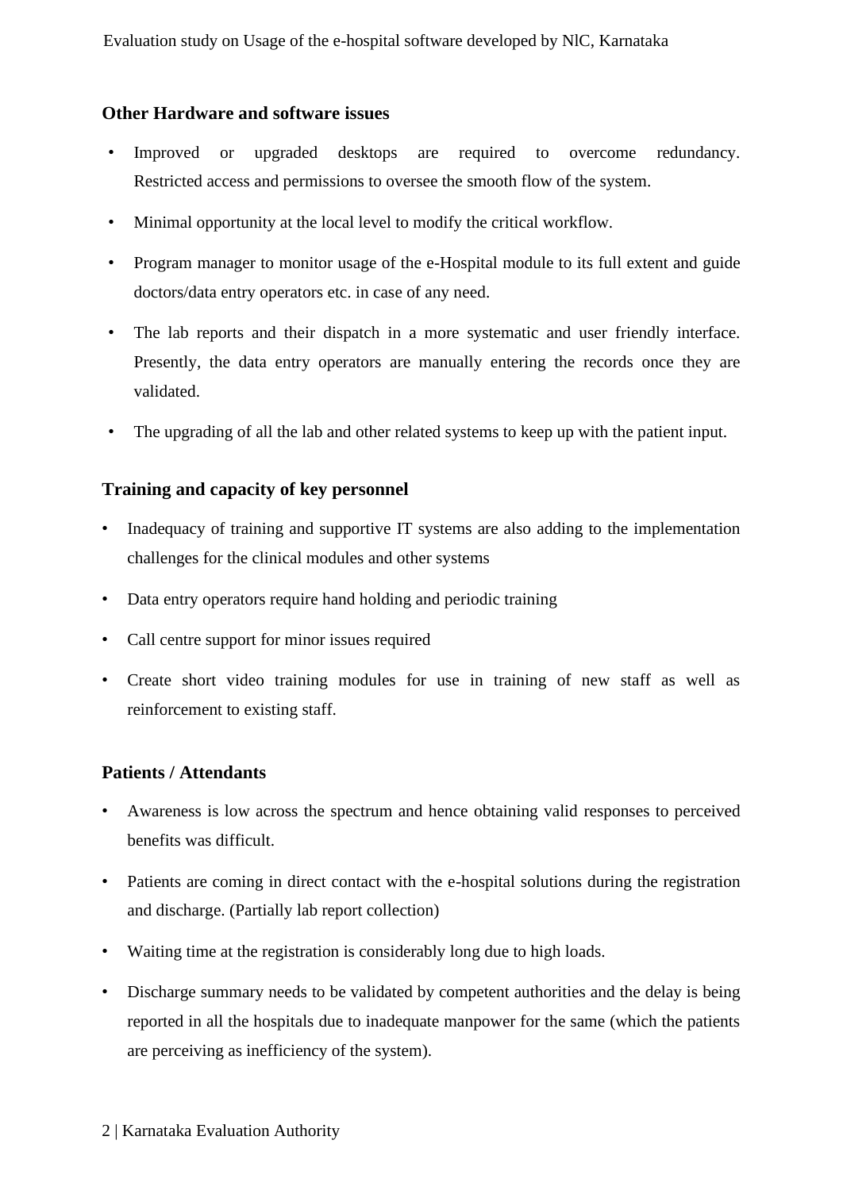### Other Hardware and software issues

- Improved or upgraded desktops are required to overcome redundancy. Restricted access and permissions to oversee the smooth flow of the system.
- Minimal opportunity at the local level to modify the critical workflow.
- Program manager to monitor usage of the e-Hospital module to its full extent and guide doctors/data entry operators etc. in case of any need.
- The lab reports and their dispatch in a more systematic and user friendly interface. Presently, the data entry operators are manually entering the records once they are validated.
- The upgrading of all the lab and other related systems to keep up with the patient input.

### Training and capacity of key personnel

- Inadequacy of training and supportive IT systems are also adding to the implementation challenges for the clinical modules and other systems
- Data entry operators require hand holding and periodic training
- Call centre support for minor issues required
- Create short video training modules for use in training of new staff as well as reinforcement to existing staff.

### Patients / Attendants

- Awareness is low across the spectrum and hence obtaining valid responses to perceived benefits was difficult.
- Patients are coming in direct contact with the e-hospital solutions during the registration and discharge. (Partially lab report collection)
- Waiting time at the registration is considerably long due to high loads.
- Discharge summary needs to be validated by competent authorities and the delay is being reported in all the hospitals due to inadequate manpower for the same (which the patients are perceiving as inefficiency of the system).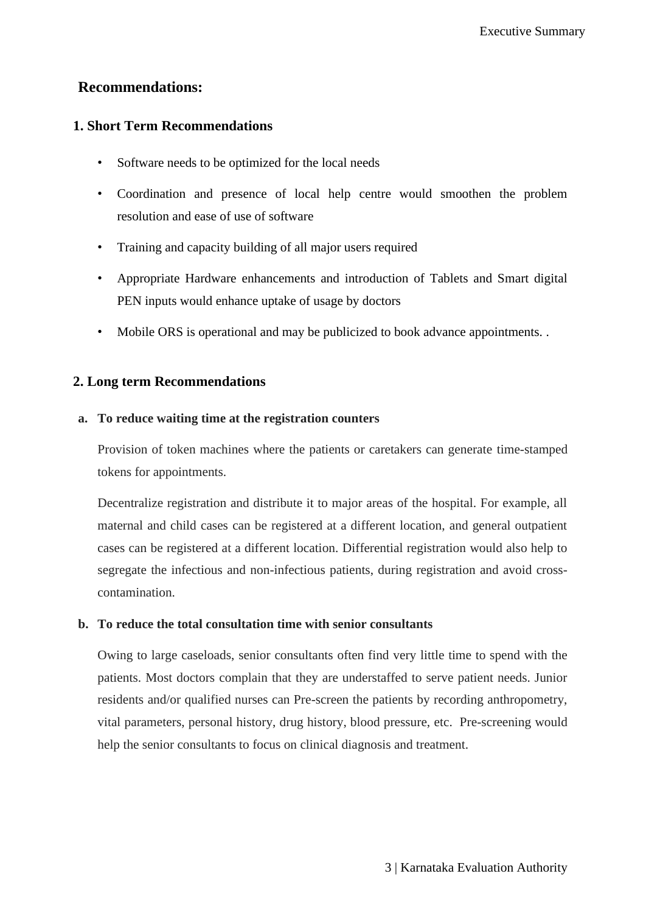## Recommendations:

### 1. Short Term Recommendations

- Software needs to be optimized for the local needs
- Coordination and presence of local help centre would smoothen the problem resolution and ease of use of software
- Training and capacity building of all major users required
- Appropriate Hardware enhancements and introduction of Tablets and Smart digital PEN inputs would enhance uptake of usage by doctors
- Mobile ORS is operational and may be publicized to book advance appointments. .

### 2. Long term Recommendations

**a. To reduce waiting time at the registration counters**

Provision of token machines where the patients or caretakers can generate time-stamped tokens for appointments.

Decentralize registration and distribute it to major areas of the hospital. For example, all maternal and child cases can be registered at a different location, and general outpatient cases can be registered at a different location. Differential registration would also help to segregate the infectious and non-infectious patients, during registration and avoid cross-contamination.

**b. To reduce the total consultation time with senior consultants**

Owing to large caseloads, senior consultants often find very little time to spend with the patients. Most doctors complain that they are understaffed to serve patient needs. Junior residents and/or qualified nurses can Pre-screen the patients by recording anthropometry, vital parameters, personal history, drug history, blood pressure, etc. Pre-screening would help the senior consultants to focus on clinical diagnosis and treatment.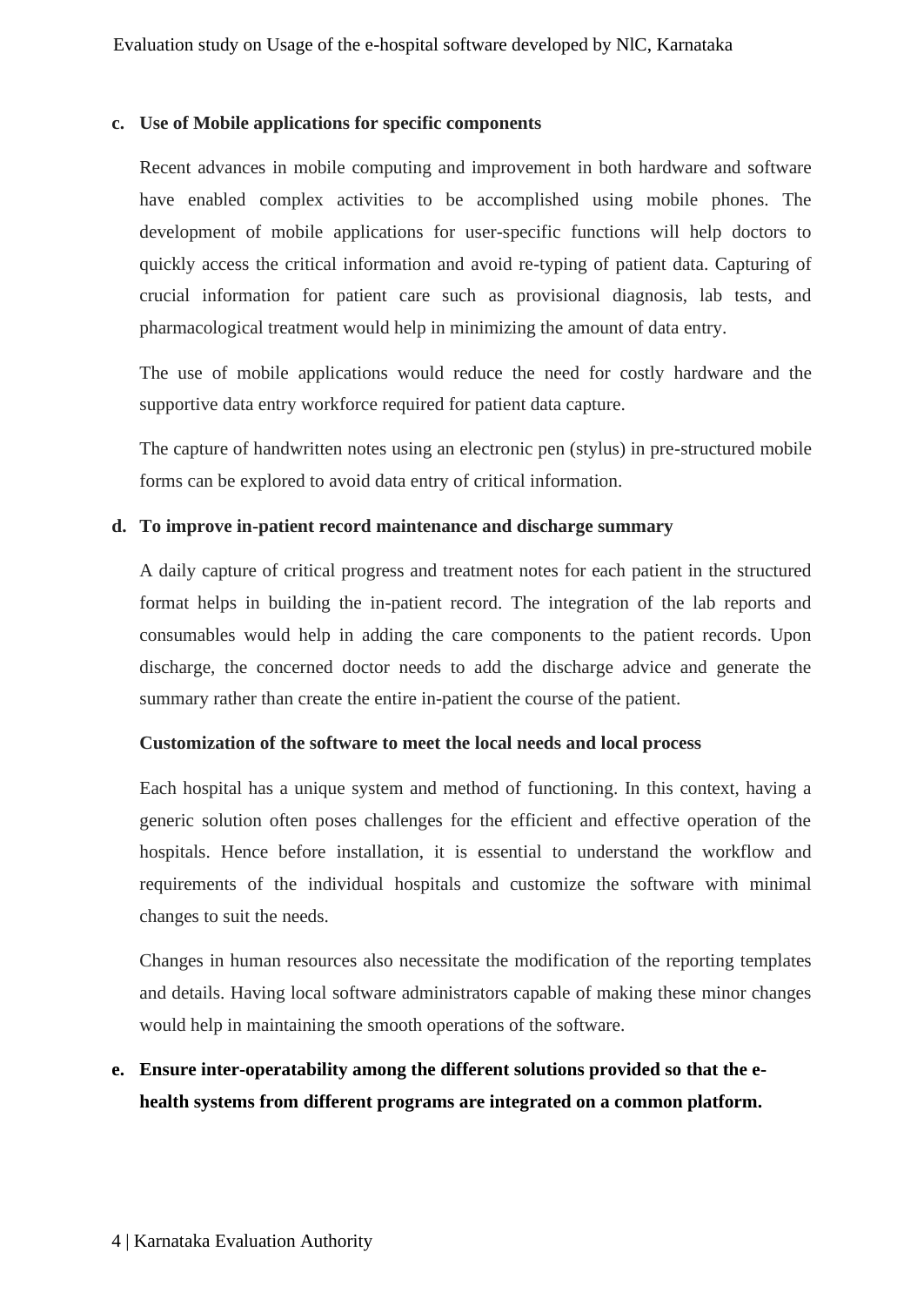**c. Use of Mobile applications for specific components**

Recent advances in mobile computing and improvement in both hardware and software have enabled complex activities to be accomplished using mobile phones. The development of mobile applications for user-specific functions will help doctors to quickly access the critical information and avoid re-typing of patient data. Capturing of crucial information for patient care such as provisional diagnosis, lab tests, and pharmacological treatment would help in minimizing the amount of data entry.

The use of mobile applications would reduce the need for costly hardware and the supportive data entry workforce required for patient data capture.

The capture of handwritten notes using an electronic pen (stylus) in pre-structured mobile forms can be explored to avoid data entry of critical information.

**d. To improve in-patient record maintenance and discharge summary**

A daily capture of critical progress and treatment notes for each patient in the structured format helps in building the in-patient record. The integration of the lab reports and consumables would help in adding the care components to the patient records. Upon discharge, the concerned doctor needs to add the discharge advice and generate the summary rather than create the entire in-patient the course of the patient.

**Customization of the software to meet the local needs and local process**

Each hospital has a unique system and method of functioning. In this context, having a generic solution often poses challenges for the efficient and effective operation of the hospitals. Hence before installation, it is essential to understand the workflow and requirements of the individual hospitals and customize the software with minimal changes to suit the needs.

Changes in human resources also necessitate the modification of the reporting templates and details. Having local software administrators capable of making these minor changes would help in maintaining the smooth operations of the software.

**e. Ensure inter-operatability among the different solutions provided so that the e-health systems from different programs are integrated on a common platform.**